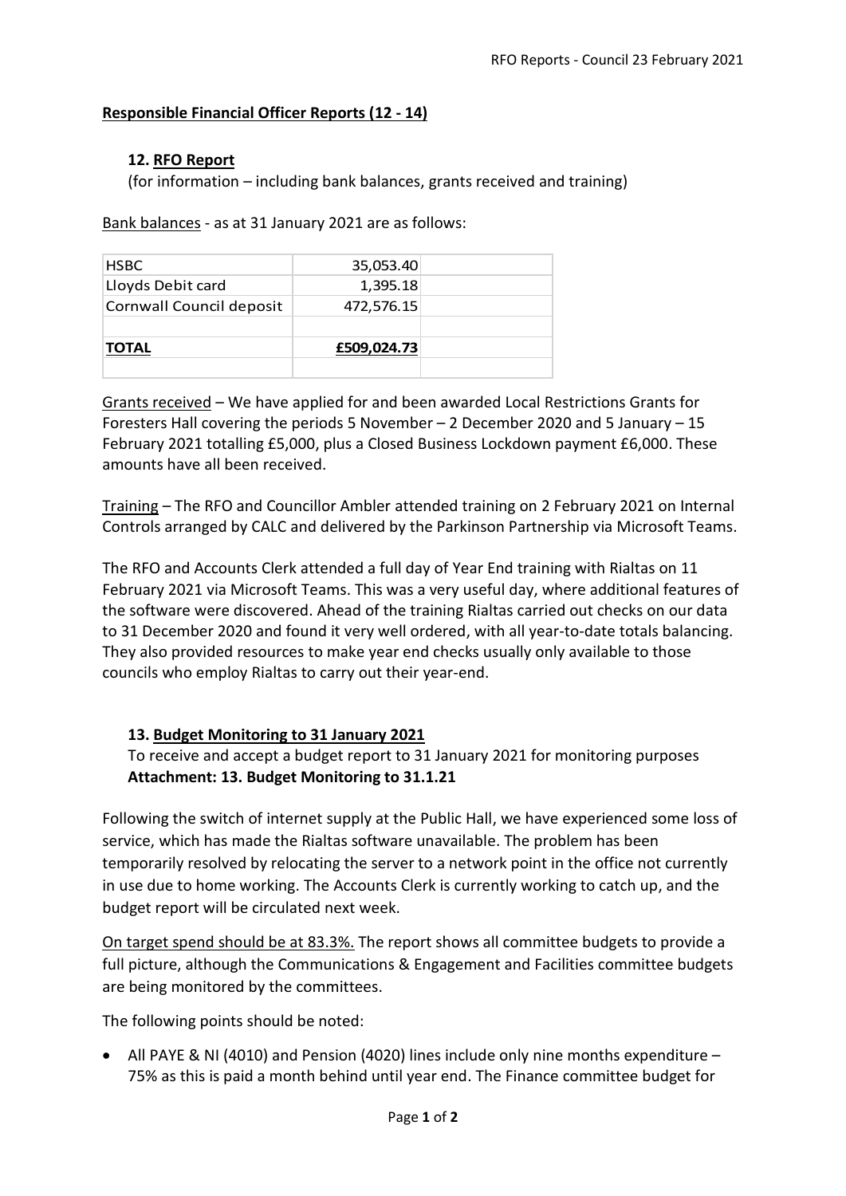**Responsible Financial Officer Reports (12 - 14)**

### 12. RFO Report

(for information – including bank balances, grants received and training)

Bank balances - as at 31 January 2021 are as follows:

| | | |
|---|---|---|
| HSBC | 35,053.40 | |
| Lloyds Debit card | 1,395.18 | |
| Cornwall Council deposit | 472,576.15 | |
| | | |
| **TOTAL** | **£509,024.73** | |
| | | |

Grants received – We have applied for and been awarded Local Restrictions Grants for Foresters Hall covering the periods 5 November – 2 December 2020 and 5 January – 15 February 2021 totalling £5,000, plus a Closed Business Lockdown payment £6,000. These amounts have all been received.

Training – The RFO and Councillor Ambler attended training on 2 February 2021 on Internal Controls arranged by CALC and delivered by the Parkinson Partnership via Microsoft Teams.

The RFO and Accounts Clerk attended a full day of Year End training with Rialtas on 11 February 2021 via Microsoft Teams. This was a very useful day, where additional features of the software were discovered. Ahead of the training Rialtas carried out checks on our data to 31 December 2020 and found it very well ordered, with all year-to-date totals balancing. They also provided resources to make year end checks usually only available to those councils who employ Rialtas to carry out their year-end.

### 13. Budget Monitoring to 31 January 2021

To receive and accept a budget report to 31 January 2021 for monitoring purposes
**Attachment: 13. Budget Monitoring to 31.1.21**

Following the switch of internet supply at the Public Hall, we have experienced some loss of service, which has made the Rialtas software unavailable. The problem has been temporarily resolved by relocating the server to a network point in the office not currently in use due to home working. The Accounts Clerk is currently working to catch up, and the budget report will be circulated next week.

On target spend should be at 83.3%. The report shows all committee budgets to provide a full picture, although the Communications & Engagement and Facilities committee budgets are being monitored by the committees.

The following points should be noted:

- All PAYE & NI (4010) and Pension (4020) lines include only nine months expenditure – 75% as this is paid a month behind until year end. The Finance committee budget for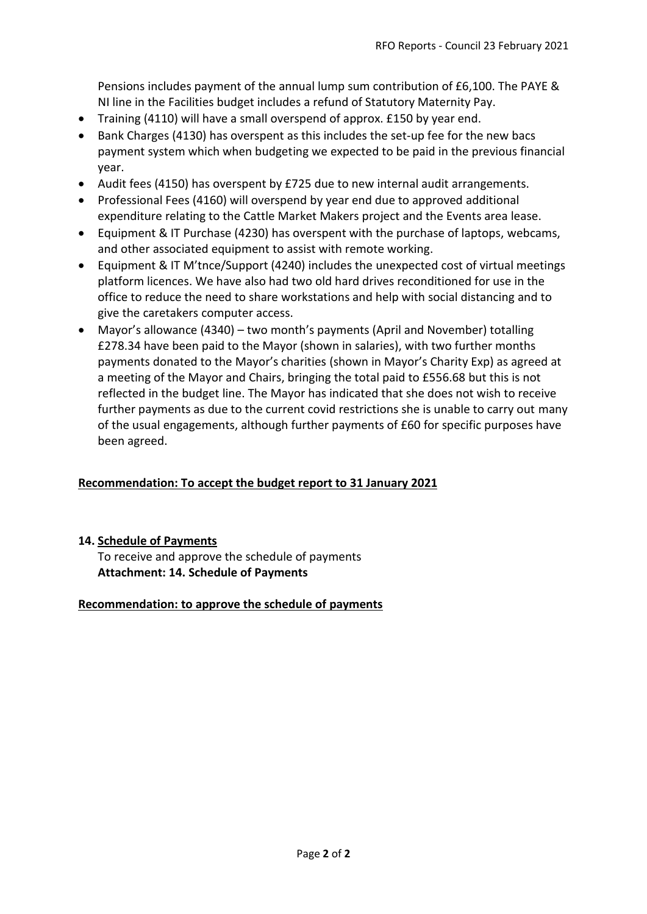Pensions includes payment of the annual lump sum contribution of £6,100. The PAYE & NI line in the Facilities budget includes a refund of Statutory Maternity Pay.

- Training (4110) will have a small overspend of approx. £150 by year end.
- Bank Charges (4130) has overspent as this includes the set-up fee for the new bacs payment system which when budgeting we expected to be paid in the previous financial year.
- Audit fees (4150) has overspent by £725 due to new internal audit arrangements.
- Professional Fees (4160) will overspend by year end due to approved additional expenditure relating to the Cattle Market Makers project and the Events area lease.
- Equipment & IT Purchase (4230) has overspent with the purchase of laptops, webcams, and other associated equipment to assist with remote working.
- Equipment & IT M'tnce/Support (4240) includes the unexpected cost of virtual meetings platform licences. We have also had two old hard drives reconditioned for use in the office to reduce the need to share workstations and help with social distancing and to give the caretakers computer access.
- Mayor's allowance (4340) – two month's payments (April and November) totalling £278.34 have been paid to the Mayor (shown in salaries), with two further months payments donated to the Mayor's charities (shown in Mayor's Charity Exp) as agreed at a meeting of the Mayor and Chairs, bringing the total paid to £556.68 but this is not reflected in the budget line. The Mayor has indicated that she does not wish to receive further payments as due to the current covid restrictions she is unable to carry out many of the usual engagements, although further payments of £60 for specific purposes have been agreed.

**Recommendation: To accept the budget report to 31 January 2021**

**14. Schedule of Payments**

To receive and approve the schedule of payments
**Attachment: 14. Schedule of Payments**

**Recommendation: to approve the schedule of payments**